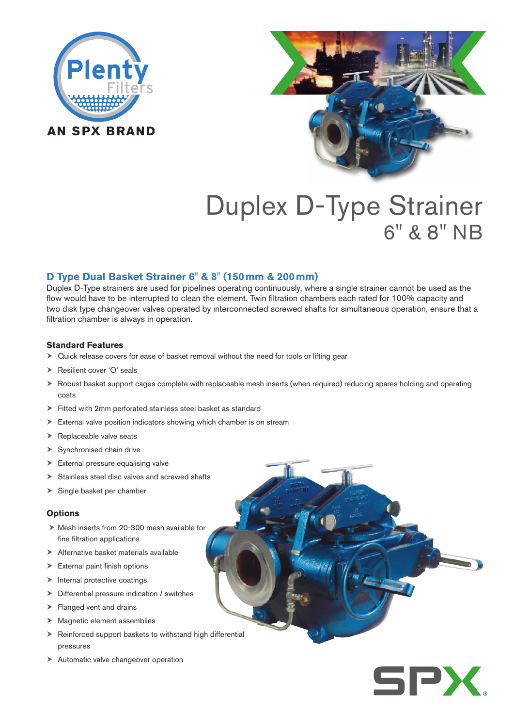Plenty Filters

AN SPX BRAND

# Duplex D-Type Strainer
## 6" & 8" NB

### D Type Dual Basket Strainer 6" & 8" (150 mm & 200 mm)

Duplex D-Type strainers are used for pipelines operating continuously, where a single strainer cannot be used as the flow would have to be interrupted to clean the element. Twin filtration chambers each rated for 100% capacity and two disk type changeover valves operated by interconnected screwed shafts for simultaneous operation, ensure that a filtration chamber is always in operation.

#### Standard Features

- Quick release covers for ease of basket removal without the need for tools or lifting gear
- Resilient cover 'O' seals
- Robust basket support cages complete with replaceable mesh inserts (when required) reducing spares holding and operating costs
- Fitted with 2mm perforated stainless steel basket as standard
- External valve position indicators showing which chamber is on stream
- Replaceable valve seats
- Synchronised chain drive
- External pressure equalising valve
- Stainless steel disc valves and screwed shafts
- Single basket per chamber

#### Options

- Mesh inserts from 20-300 mesh available for fine filtration applications
- Alternative basket materials available
- External paint finish options
- Internal protective coatings
- Differential pressure indication / switches
- Flanged vent and drains
- Magnetic element assemblies
- Reinforced support baskets to withstand high differential pressures
- Automatic valve changeover operation

SPX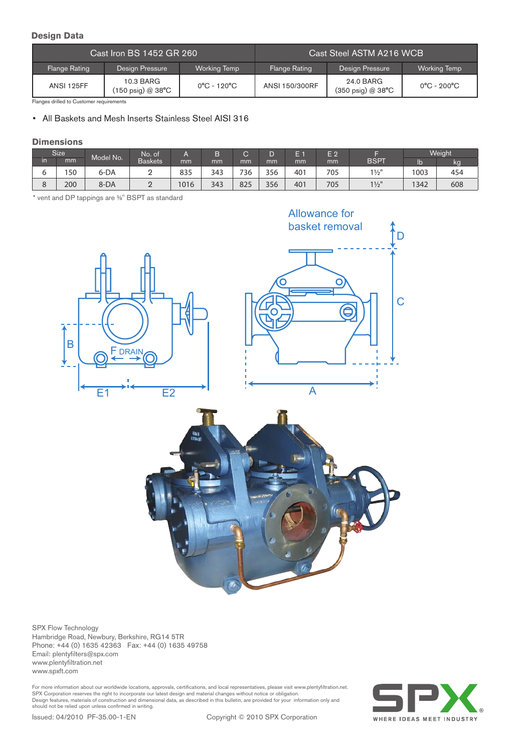## Design Data

| Cast Iron BS 1452 GR 260 | | | Cast Steel ASTM A216 WCB | | |
|---|---|---|---|---|---|
| Flange Rating | Design Pressure | Working Temp | Flange Rating | Design Pressure | Working Temp |
| ANSI 125FF | 10.3 BARG (150 psig) @ 38°C | 0°C - 120°C | ANSI 150/300RF | 24.0 BARG (350 psig) @ 38°C | 0°C - 200°C |

Flanges drilled to Customer requirements

- All Baskets and Mesh Inserts Stainless Steel AISI 316

## Dimensions

| Size | | Model No. | No. of Baskets | A | B | C | D | E 1 | E 2 | F | Weight | |
|---|---|---|---|---|---|---|---|---|---|---|---|---|
| in | mm | | | mm | mm | mm | mm | mm | mm | BSPT | lb | kg |
| 6 | 150 | 6-DA | 2 | 835 | 343 | 736 | 356 | 401 | 705 | 1½" | 1003 | 454 |
| 8 | 200 | 8-DA | 2 | 1016 | 343 | 825 | 356 | 401 | 705 | 1½" | 1342 | 608 |

\* vent and DP tappings are ⅜" BSPT as standard

Allowance for basket removal

D

C

A

B

F DRAIN

E1

E2

SPX Flow Technology
Hambridge Road, Newbury, Berkshire, RG14 5TR
Phone: +44 (0) 1635 42363 Fax: +44 (0) 1635 49758
Email: plentyfilters@spx.com
www.plentyfiltration.net
www.spxft.com

For more information about our worldwide locations, approvals, certifications, and local representatives, please visit www.plentyfiltration.net.
SPX Corporation reserves the right to incorporate our latest design and material changes without notice or obligation.
Design features, materials of construction and dimensional data, as described in this bulletin, are provided for your information only and should not be relied upon unless confirmed in writing.

Issued: 04/2010 PF-35.00-1-EN

Copyright © 2010 SPX Corporation

SPX®
WHERE IDEAS MEET INDUSTRY